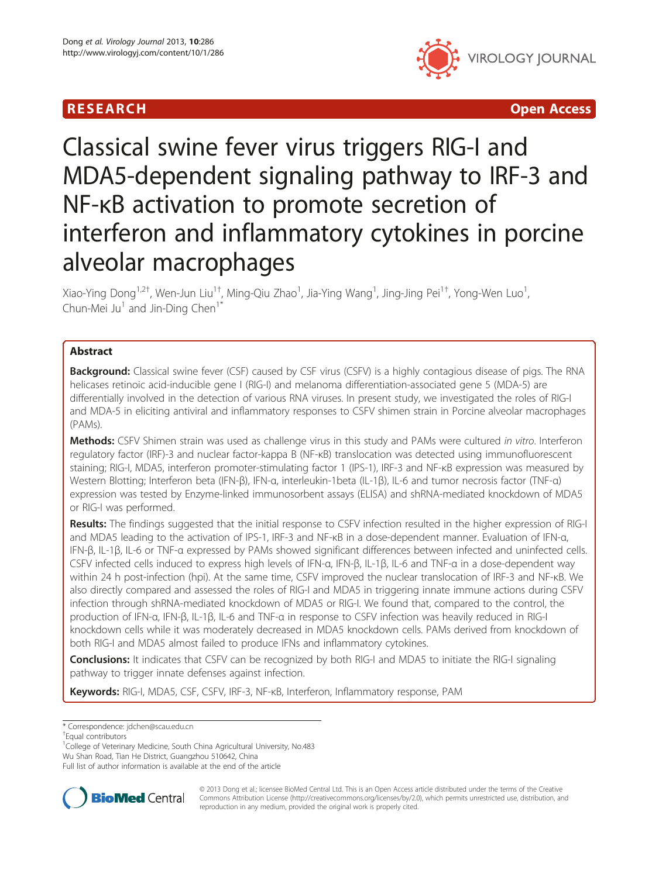RESEARCH Open Access

# Classical swine fever virus triggers RIG-I and MDA5-dependent signaling pathway to IRF-3 and NF-κB activation to promote secretion of interferon and inflammatory cytokines in porcine alveolar macrophages

Xiao-Ying Dong[1,2†], Wen-Jun Liu[1†], Ming-Qiu Zhao[1], Jia-Ying Wang[1], Jing-Jing Pei[1†], Yong-Wen Luo[1], Chun-Mei Ju[1] and Jin-Ding Chen[1*]

## Abstract

**Background:** Classical swine fever (CSF) caused by CSF virus (CSFV) is a highly contagious disease of pigs. The RNA helicases retinoic acid-inducible gene I (RIG-I) and melanoma differentiation-associated gene 5 (MDA-5) are differentially involved in the detection of various RNA viruses. In present study, we investigated the roles of RIG-I and MDA-5 in eliciting antiviral and inflammatory responses to CSFV shimen strain in Porcine alveolar macrophages (PAMs).

**Methods:** CSFV Shimen strain was used as challenge virus in this study and PAMs were cultured *in vitro*. Interferon regulatory factor (IRF)-3 and nuclear factor-kappa B (NF-κB) translocation was detected using immunofluorescent staining; RIG-I, MDA5, interferon promoter-stimulating factor 1 (IPS-1), IRF-3 and NF-κB expression was measured by Western Blotting; Interferon beta (IFN-β), IFN-α, interleukin-1beta (IL-1β), IL-6 and tumor necrosis factor (TNF-α) expression was tested by Enzyme-linked immunosorbent assays (ELISA) and shRNA-mediated knockdown of MDA5 or RIG-I was performed.

**Results:** The findings suggested that the initial response to CSFV infection resulted in the higher expression of RIG-I and MDA5 leading to the activation of IPS-1, IRF-3 and NF-κB in a dose-dependent manner. Evaluation of IFN-α, IFN-β, IL-1β, IL-6 or TNF-α expressed by PAMs showed significant differences between infected and uninfected cells. CSFV infected cells induced to express high levels of IFN-α, IFN-β, IL-1β, IL-6 and TNF-α in a dose-dependent way within 24 h post-infection (hpi). At the same time, CSFV improved the nuclear translocation of IRF-3 and NF-κB. We also directly compared and assessed the roles of RIG-I and MDA5 in triggering innate immune actions during CSFV infection through shRNA-mediated knockdown of MDA5 or RIG-I. We found that, compared to the control, the production of IFN-α, IFN-β, IL-1β, IL-6 and TNF-α in response to CSFV infection was heavily reduced in RIG-I knockdown cells while it was moderately decreased in MDA5 knockdown cells. PAMs derived from knockdown of both RIG-I and MDA5 almost failed to produce IFNs and inflammatory cytokines.

**Conclusions:** It indicates that CSFV can be recognized by both RIG-I and MDA5 to initiate the RIG-I signaling pathway to trigger innate defenses against infection.

**Keywords:** RIG-I, MDA5, CSF, CSFV, IRF-3, NF-κB, Interferon, Inflammatory response, PAM

\* Correspondence: jdchen@scau.edu.cn
†Equal contributors
[1]College of Veterinary Medicine, South China Agricultural University, No.483 Wu Shan Road, Tian He District, Guangzhou 510642, China
Full list of author information is available at the end of the article

© 2013 Dong et al.; licensee BioMed Central Ltd. This is an Open Access article distributed under the terms of the Creative Commons Attribution License (http://creativecommons.org/licenses/by/2.0), which permits unrestricted use, distribution, and reproduction in any medium, provided the original work is properly cited.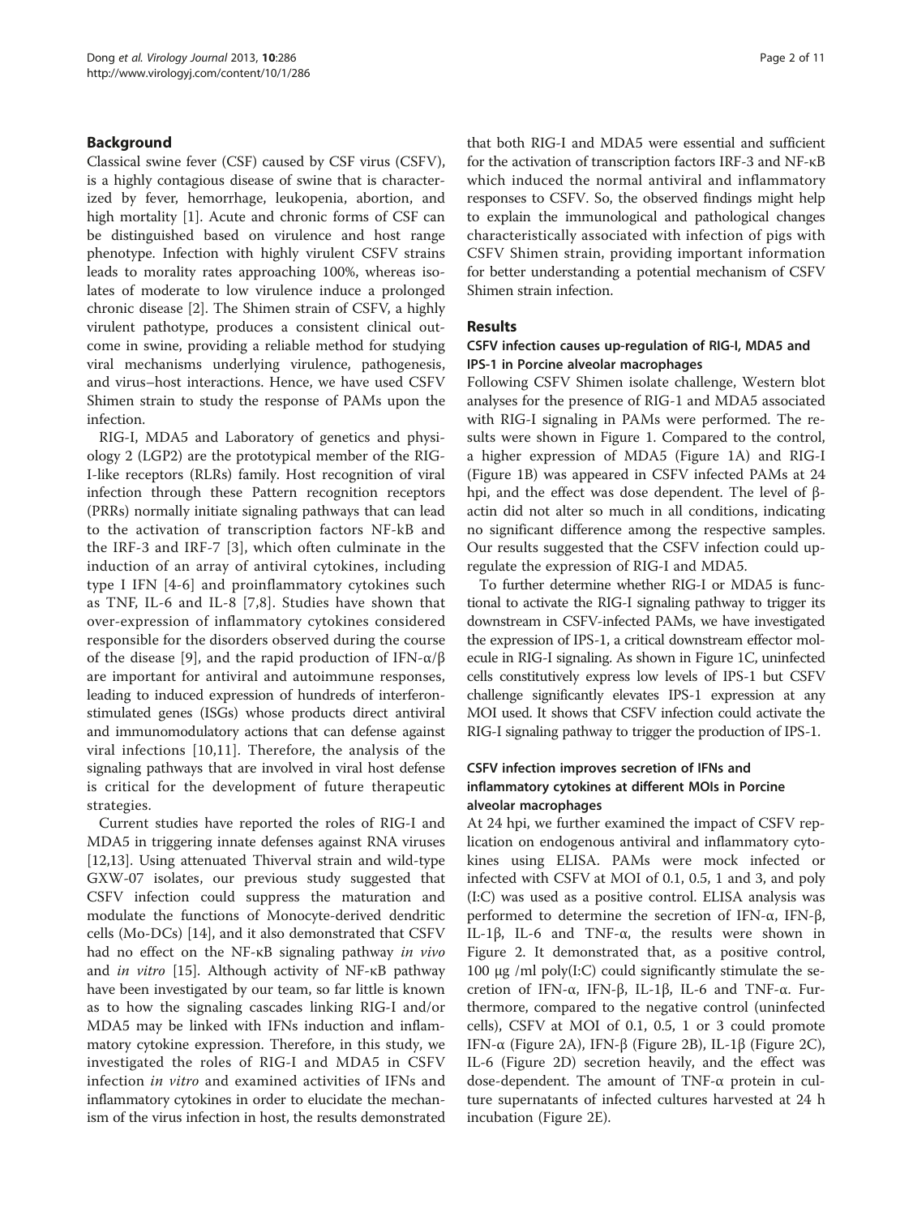## Background

Classical swine fever (CSF) caused by CSF virus (CSFV), is a highly contagious disease of swine that is characterized by fever, hemorrhage, leukopenia, abortion, and high mortality [1]. Acute and chronic forms of CSF can be distinguished based on virulence and host range phenotype. Infection with highly virulent CSFV strains leads to morality rates approaching 100%, whereas isolates of moderate to low virulence induce a prolonged chronic disease [2]. The Shimen strain of CSFV, a highly virulent pathotype, produces a consistent clinical outcome in swine, providing a reliable method for studying viral mechanisms underlying virulence, pathogenesis, and virus–host interactions. Hence, we have used CSFV Shimen strain to study the response of PAMs upon the infection.

RIG-I, MDA5 and Laboratory of genetics and physiology 2 (LGP2) are the prototypical member of the RIG-I-like receptors (RLRs) family. Host recognition of viral infection through these Pattern recognition receptors (PRRs) normally initiate signaling pathways that can lead to the activation of transcription factors NF-kB and the IRF-3 and IRF-7 [3], which often culminate in the induction of an array of antiviral cytokines, including type I IFN [4-6] and proinflammatory cytokines such as TNF, IL-6 and IL-8 [7,8]. Studies have shown that over-expression of inflammatory cytokines considered responsible for the disorders observed during the course of the disease [9], and the rapid production of IFN-α/β are important for antiviral and autoimmune responses, leading to induced expression of hundreds of interferon-stimulated genes (ISGs) whose products direct antiviral and immunomodulatory actions that can defense against viral infections [10,11]. Therefore, the analysis of the signaling pathways that are involved in viral host defense is critical for the development of future therapeutic strategies.

Current studies have reported the roles of RIG-I and MDA5 in triggering innate defenses against RNA viruses [12,13]. Using attenuated Thiverval strain and wild-type GXW-07 isolates, our previous study suggested that CSFV infection could suppress the maturation and modulate the functions of Monocyte-derived dendritic cells (Mo-DCs) [14], and it also demonstrated that CSFV had no effect on the NF-κB signaling pathway *in vivo* and *in vitro* [15]. Although activity of NF-κB pathway have been investigated by our team, so far little is known as to how the signaling cascades linking RIG-I and/or MDA5 may be linked with IFNs induction and inflammatory cytokine expression. Therefore, in this study, we investigated the roles of RIG-I and MDA5 in CSFV infection *in vitro* and examined activities of IFNs and inflammatory cytokines in order to elucidate the mechanism of the virus infection in host, the results demonstrated that both RIG-I and MDA5 were essential and sufficient for the activation of transcription factors IRF-3 and NF-κB which induced the normal antiviral and inflammatory responses to CSFV. So, the observed findings might help to explain the immunological and pathological changes characteristically associated with infection of pigs with CSFV Shimen strain, providing important information for better understanding a potential mechanism of CSFV Shimen strain infection.

## Results

### CSFV infection causes up-regulation of RIG-I, MDA5 and IPS-1 in Porcine alveolar macrophages

Following CSFV Shimen isolate challenge, Western blot analyses for the presence of RIG-1 and MDA5 associated with RIG-I signaling in PAMs were performed. The results were shown in Figure 1. Compared to the control, a higher expression of MDA5 (Figure 1A) and RIG-I (Figure 1B) was appeared in CSFV infected PAMs at 24 hpi, and the effect was dose dependent. The level of β-actin did not alter so much in all conditions, indicating no significant difference among the respective samples. Our results suggested that the CSFV infection could up-regulate the expression of RIG-I and MDA5.

To further determine whether RIG-I or MDA5 is functional to activate the RIG-I signaling pathway to trigger its downstream in CSFV-infected PAMs, we have investigated the expression of IPS-1, a critical downstream effector molecule in RIG-I signaling. As shown in Figure 1C, uninfected cells constitutively express low levels of IPS-1 but CSFV challenge significantly elevates IPS-1 expression at any MOI used. It shows that CSFV infection could activate the RIG-I signaling pathway to trigger the production of IPS-1.

### CSFV infection improves secretion of IFNs and inflammatory cytokines at different MOIs in Porcine alveolar macrophages

At 24 hpi, we further examined the impact of CSFV replication on endogenous antiviral and inflammatory cytokines using ELISA. PAMs were mock infected or infected with CSFV at MOI of 0.1, 0.5, 1 and 3, and poly (I:C) was used as a positive control. ELISA analysis was performed to determine the secretion of IFN-α, IFN-β, IL-1β, IL-6 and TNF-α, the results were shown in Figure 2. It demonstrated that, as a positive control, 100 μg /ml poly(I:C) could significantly stimulate the secretion of IFN-α, IFN-β, IL-1β, IL-6 and TNF-α. Furthermore, compared to the negative control (uninfected cells), CSFV at MOI of 0.1, 0.5, 1 or 3 could promote IFN-α (Figure 2A), IFN-β (Figure 2B), IL-1β (Figure 2C), IL-6 (Figure 2D) secretion heavily, and the effect was dose-dependent. The amount of TNF-α protein in culture supernatants of infected cultures harvested at 24 h incubation (Figure 2E).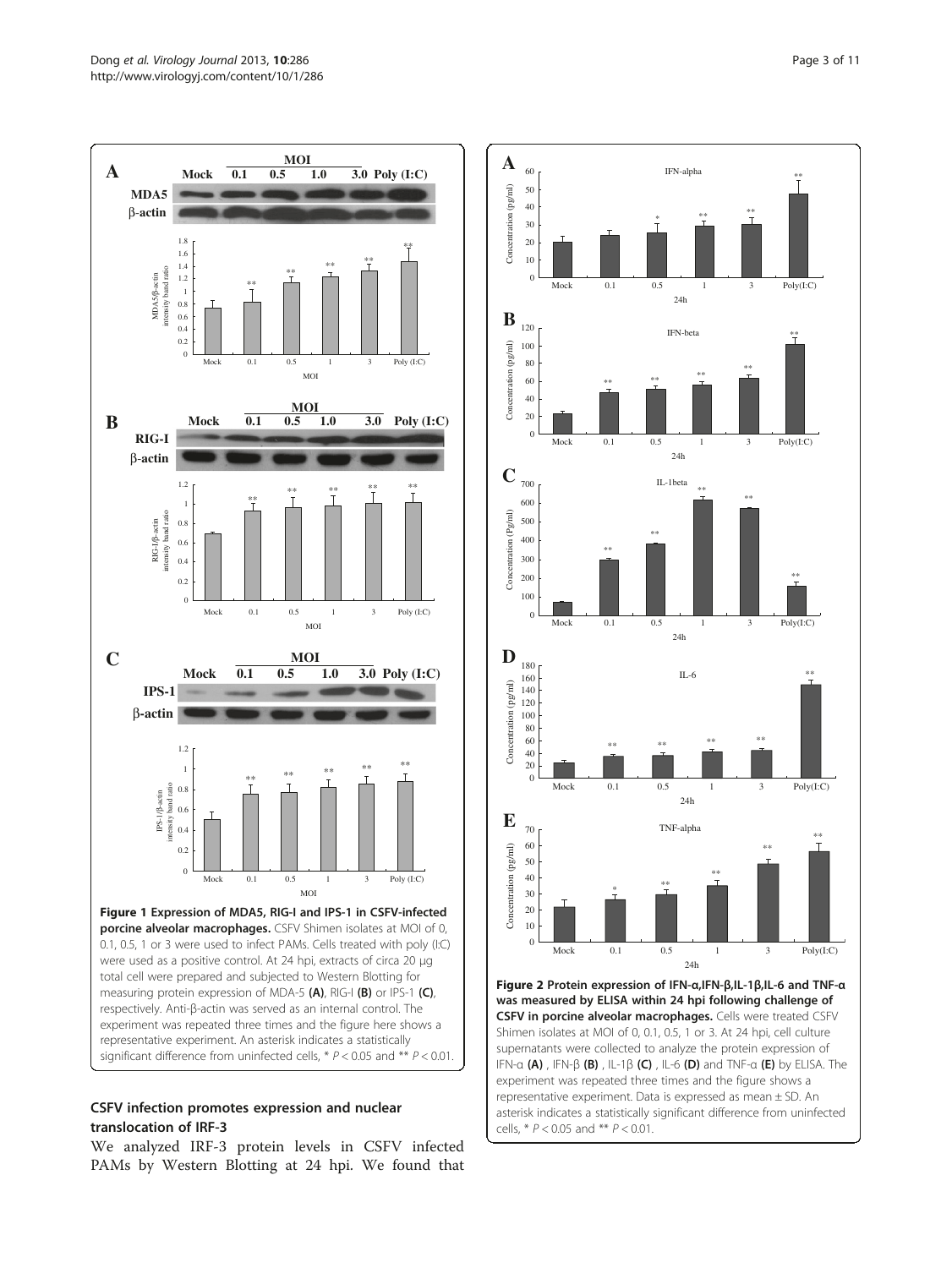**Figure 1 Expression of MDA5, RIG-I and IPS-1 in CSFV-infected porcine alveolar macrophages.** CSFV Shimen isolates at MOI of 0, 0.1, 0.5, 1 or 3 were used to infect PAMs. Cells treated with poly (I:C) were used as a positive control. At 24 hpi, extracts of circa 20 μg total cell were prepared and subjected to Western Blotting for measuring protein expression of MDA-5 **(A)**, RIG-I **(B)** or IPS-1 **(C)**, respectively. Anti-β-actin was served as an internal control. The experiment was repeated three times and the figure here shows a representative experiment. An asterisk indicates a statistically significant difference from uninfected cells, * $P < 0.05$ and ** $P < 0.01$.

**Figure 2 Protein expression of IFN-α,IFN-β,IL-1β,IL-6 and TNF-α was measured by ELISA within 24 hpi following challenge of CSFV in porcine alveolar macrophages.** Cells were treated CSFV Shimen isolates at MOI of 0, 0.1, 0.5, 1 or 3. At 24 hpi, cell culture supernatants were collected to analyze the protein expression of IFN-α **(A)** , IFN-β **(B)** , IL-1β **(C)** , IL-6 **(D)** and TNF-α **(E)** by ELISA. The experiment was repeated three times and the figure shows a representative experiment. Data is expressed as mean ± SD. An asterisk indicates a statistically significant difference from uninfected cells, * $P < 0.05$ and ** $P < 0.01$.

## CSFV infection promotes expression and nuclear translocation of IRF-3

We analyzed IRF-3 protein levels in CSFV infected PAMs by Western Blotting at 24 hpi. We found that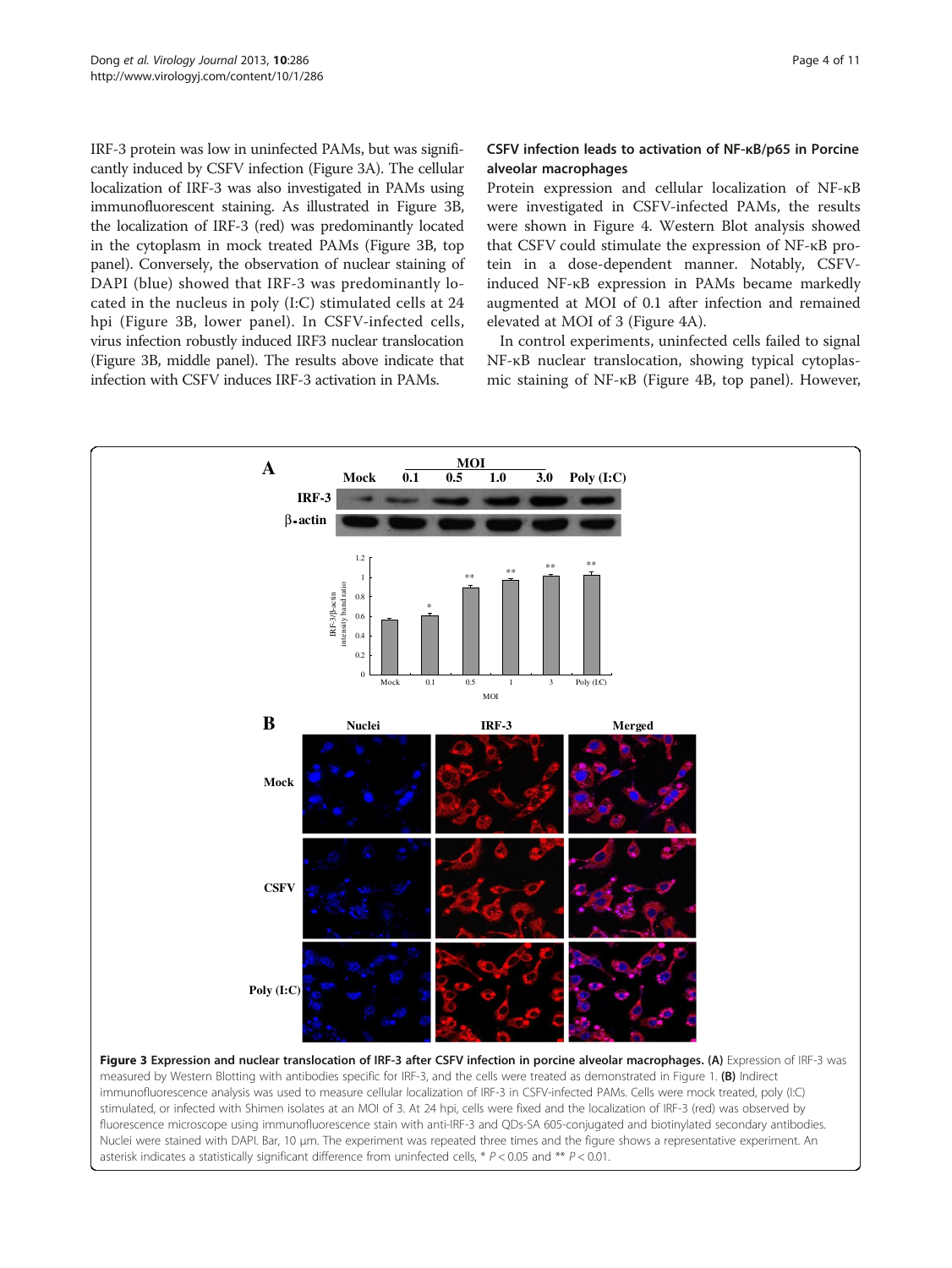IRF-3 protein was low in uninfected PAMs, but was significantly induced by CSFV infection (Figure 3A). The cellular localization of IRF-3 was also investigated in PAMs using immunofluorescent staining. As illustrated in Figure 3B, the localization of IRF-3 (red) was predominantly located in the cytoplasm in mock treated PAMs (Figure 3B, top panel). Conversely, the observation of nuclear staining of DAPI (blue) showed that IRF-3 was predominantly located in the nucleus in poly (I:C) stimulated cells at 24 hpi (Figure 3B, lower panel). In CSFV-infected cells, virus infection robustly induced IRF3 nuclear translocation (Figure 3B, middle panel). The results above indicate that infection with CSFV induces IRF-3 activation in PAMs.

### CSFV infection leads to activation of NF-κB/p65 in Porcine alveolar macrophages

Protein expression and cellular localization of NF-κB were investigated in CSFV-infected PAMs, the results were shown in Figure 4. Western Blot analysis showed that CSFV could stimulate the expression of NF-κB protein in a dose-dependent manner. Notably, CSFV-induced NF-κB expression in PAMs became markedly augmented at MOI of 0.1 after infection and remained elevated at MOI of 3 (Figure 4A).

In control experiments, uninfected cells failed to signal NF-κB nuclear translocation, showing typical cytoplasmic staining of NF-κB (Figure 4B, top panel). However,

**Figure 3 Expression and nuclear translocation of IRF-3 after CSFV infection in porcine alveolar macrophages. (A)** Expression of IRF-3 was measured by Western Blotting with antibodies specific for IRF-3, and the cells were treated as demonstrated in Figure 1. **(B)** Indirect immunofluorescence analysis was used to measure cellular localization of IRF-3 in CSFV-infected PAMs. Cells were mock treated, poly (I:C) stimulated, or infected with Shimen isolates at an MOI of 3. At 24 hpi, cells were fixed and the localization of IRF-3 (red) was observed by fluorescence microscope using immunofluorescence stain with anti-IRF-3 and QDs-SA 605-conjugated and biotinylated secondary antibodies. Nuclei were stained with DAPI. Bar, 10 μm. The experiment was repeated three times and the figure shows a representative experiment. An asterisk indicates a statistically significant difference from uninfected cells, * $P < 0.05$ and ** $P < 0.01$.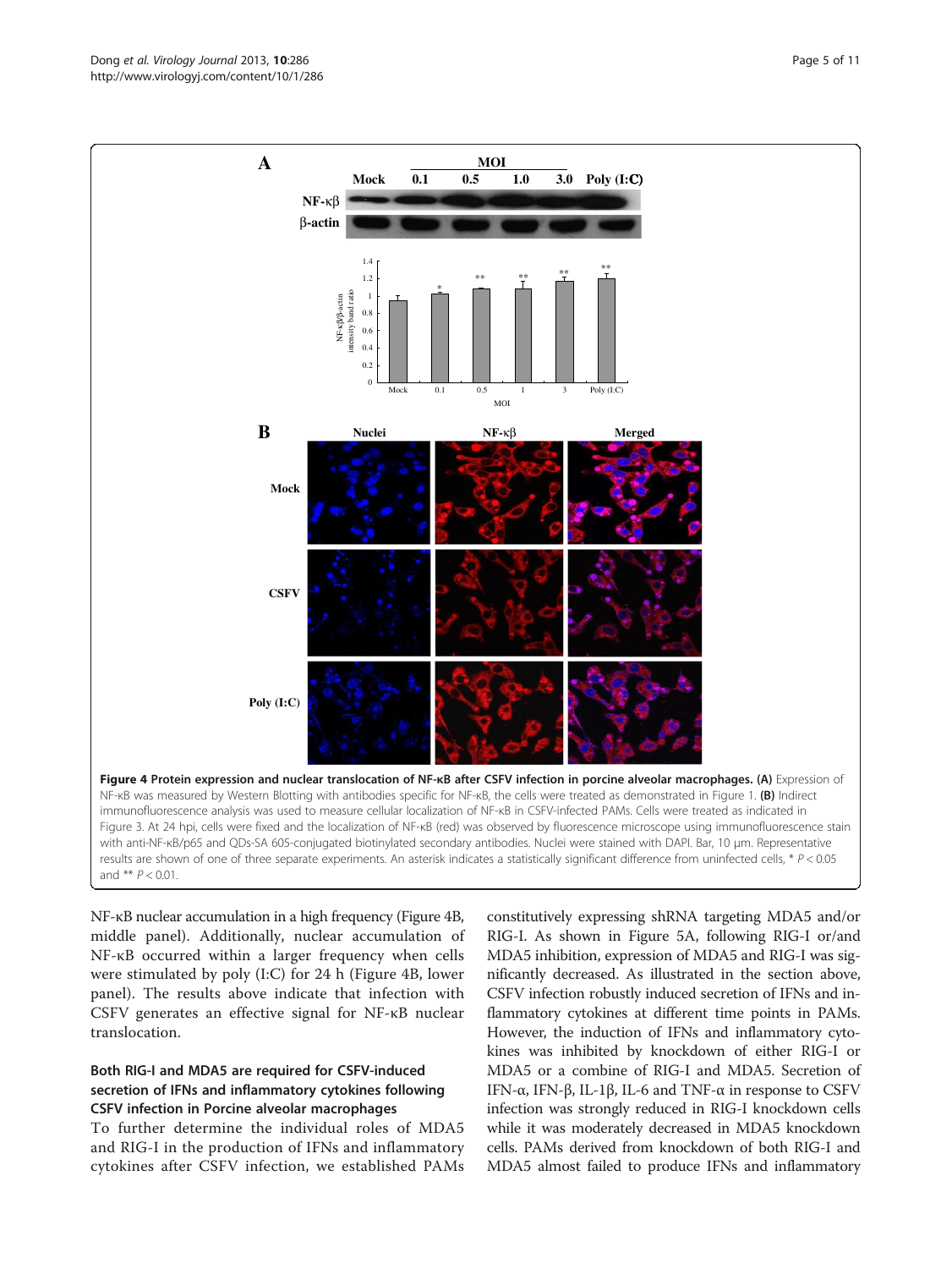**Figure 4 Protein expression and nuclear translocation of NF-κB after CSFV infection in porcine alveolar macrophages. (A)** Expression of NF-κB was measured by Western Blotting with antibodies specific for NF-κB, the cells were treated as demonstrated in Figure 1. **(B)** Indirect immunofluorescence analysis was used to measure cellular localization of NF-κB in CSFV-infected PAMs. Cells were treated as indicated in Figure 3. At 24 hpi, cells were fixed and the localization of NF-κB (red) was observed by fluorescence microscope using immunofluorescence stain with anti-NF-κB/p65 and QDs-SA 605-conjugated biotinylated secondary antibodies. Nuclei were stained with DAPI. Bar, 10 μm. Representative results are shown of one of three separate experiments. An asterisk indicates a statistically significant difference from uninfected cells, * $P < 0.05$ and ** $P < 0.01$.

NF-κB nuclear accumulation in a high frequency (Figure 4B, middle panel). Additionally, nuclear accumulation of NF-κB occurred within a larger frequency when cells were stimulated by poly (I:C) for 24 h (Figure 4B, lower panel). The results above indicate that infection with CSFV generates an effective signal for NF-κB nuclear translocation.

### Both RIG-I and MDA5 are required for CSFV-induced secretion of IFNs and inflammatory cytokines following CSFV infection in Porcine alveolar macrophages

To further determine the individual roles of MDA5 and RIG-I in the production of IFNs and inflammatory cytokines after CSFV infection, we established PAMs constitutively expressing shRNA targeting MDA5 and/or RIG-I. As shown in Figure 5A, following RIG-I or/and MDA5 inhibition, expression of MDA5 and RIG-I was significantly decreased. As illustrated in the section above, CSFV infection robustly induced secretion of IFNs and inflammatory cytokines at different time points in PAMs. However, the induction of IFNs and inflammatory cytokines was inhibited by knockdown of either RIG-I or MDA5 or a combine of RIG-I and MDA5. Secretion of IFN-α, IFN-β, IL-1β, IL-6 and TNF-α in response to CSFV infection was strongly reduced in RIG-I knockdown cells while it was moderately decreased in MDA5 knockdown cells. PAMs derived from knockdown of both RIG-I and MDA5 almost failed to produce IFNs and inflammatory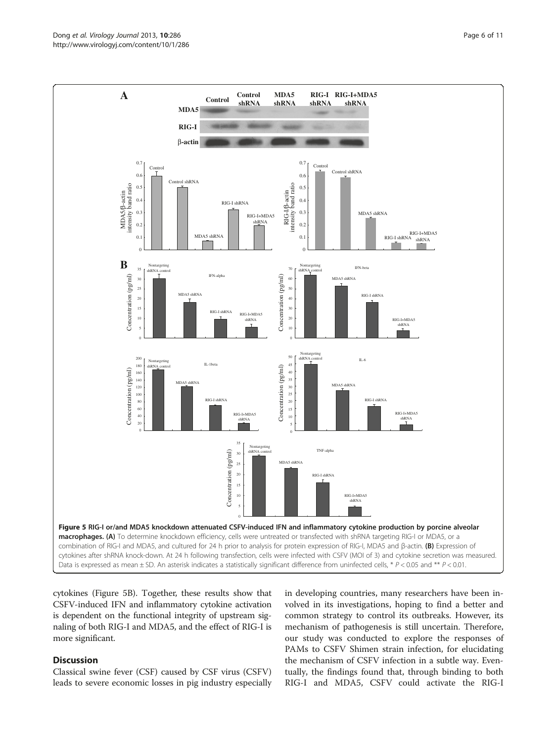**Figure 5 RIG-I or/and MDA5 knockdown attenuated CSFV-induced IFN and inflammatory cytokine production by porcine alveolar macrophages. (A)** To determine knockdown efficiency, cells were untreated or transfected with shRNA targeting RIG-I or MDA5, or a combination of RIG-I and MDA5, and cultured for 24 h prior to analysis for protein expression of RIG-I, MDA5 and β-actin. **(B)** Expression of cytokines after shRNA knock-down. At 24 h following transfection, cells were infected with CSFV (MOI of 3) and cytokine secretion was measured. Data is expressed as mean ± SD. An asterisk indicates a statistically significant difference from uninfected cells, * $P < 0.05$ and ** $P < 0.01$.

cytokines (Figure 5B). Together, these results show that CSFV-induced IFN and inflammatory cytokine activation is dependent on the functional integrity of upstream signaling of both RIG-I and MDA5, and the effect of RIG-I is more significant.

## Discussion

Classical swine fever (CSF) caused by CSF virus (CSFV) leads to severe economic losses in pig industry especially in developing countries, many researchers have been involved in its investigations, hoping to find a better and common strategy to control its outbreaks. However, its mechanism of pathogenesis is still uncertain. Therefore, our study was conducted to explore the responses of PAMs to CSFV Shimen strain infection, for elucidating the mechanism of CSFV infection in a subtle way. Eventually, the findings found that, through binding to both RIG-I and MDA5, CSFV could activate the RIG-I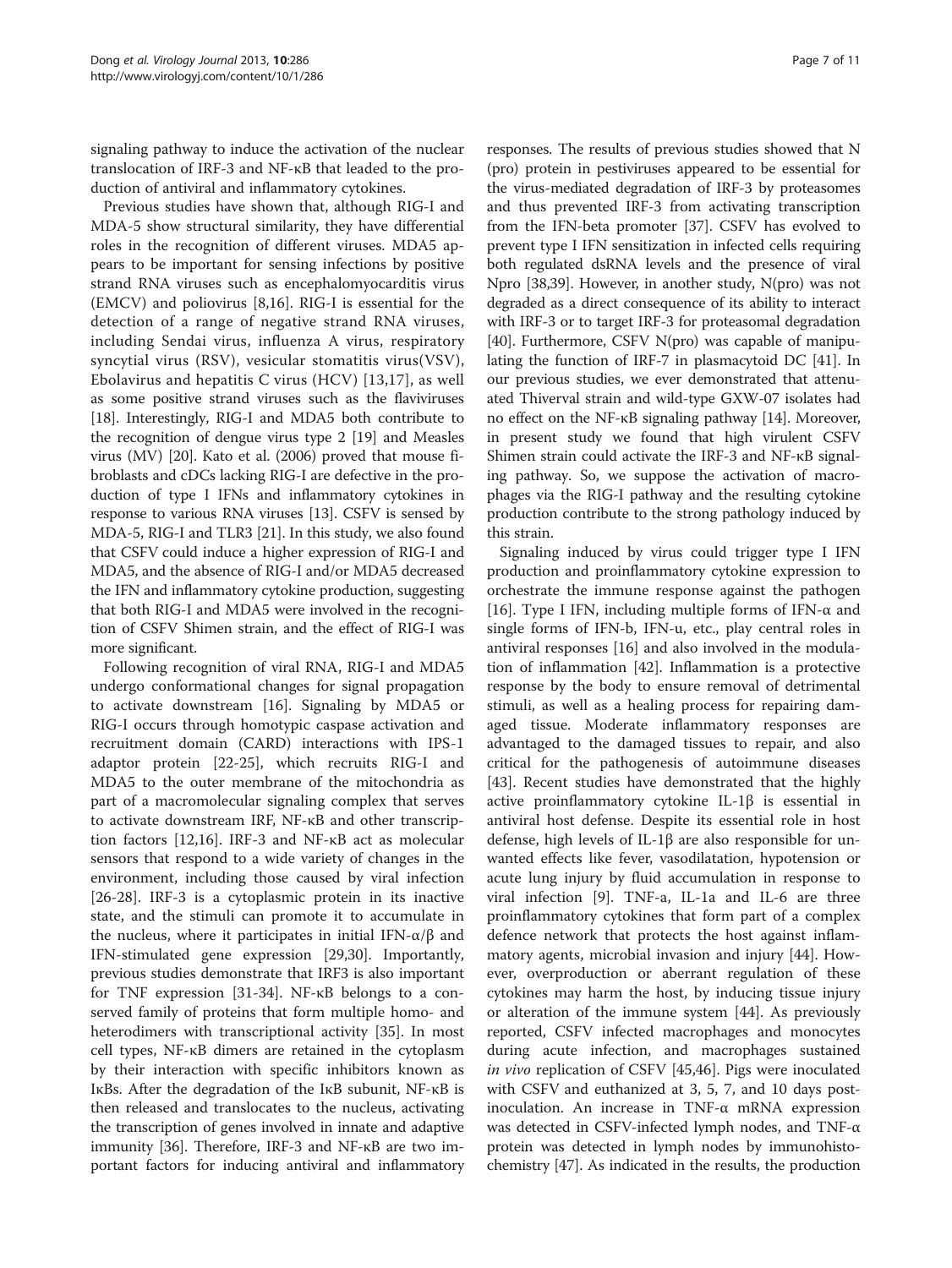signaling pathway to induce the activation of the nuclear translocation of IRF-3 and NF-κB that leaded to the production of antiviral and inflammatory cytokines.

Previous studies have shown that, although RIG-I and MDA-5 show structural similarity, they have differential roles in the recognition of different viruses. MDA5 appears to be important for sensing infections by positive strand RNA viruses such as encephalomyocarditis virus (EMCV) and poliovirus [8,16]. RIG-I is essential for the detection of a range of negative strand RNA viruses, including Sendai virus, influenza A virus, respiratory syncytial virus (RSV), vesicular stomatitis virus(VSV), Ebolavirus and hepatitis C virus (HCV) [13,17], as well as some positive strand viruses such as the flaviviruses [18]. Interestingly, RIG-I and MDA5 both contribute to the recognition of dengue virus type 2 [19] and Measles virus (MV) [20]. Kato et al. (2006) proved that mouse fibroblasts and cDCs lacking RIG-I are defective in the production of type I IFNs and inflammatory cytokines in response to various RNA viruses [13]. CSFV is sensed by MDA-5, RIG-I and TLR3 [21]. In this study, we also found that CSFV could induce a higher expression of RIG-I and MDA5, and the absence of RIG-I and/or MDA5 decreased the IFN and inflammatory cytokine production, suggesting that both RIG-I and MDA5 were involved in the recognition of CSFV Shimen strain, and the effect of RIG-I was more significant.

Following recognition of viral RNA, RIG-I and MDA5 undergo conformational changes for signal propagation to activate downstream [16]. Signaling by MDA5 or RIG-I occurs through homotypic caspase activation and recruitment domain (CARD) interactions with IPS-1 adaptor protein [22-25], which recruits RIG-I and MDA5 to the outer membrane of the mitochondria as part of a macromolecular signaling complex that serves to activate downstream IRF, NF-κB and other transcription factors [12,16]. IRF-3 and NF-κB act as molecular sensors that respond to a wide variety of changes in the environment, including those caused by viral infection [26-28]. IRF-3 is a cytoplasmic protein in its inactive state, and the stimuli can promote it to accumulate in the nucleus, where it participates in initial IFN-α/β and IFN-stimulated gene expression [29,30]. Importantly, previous studies demonstrate that IRF3 is also important for TNF expression [31-34]. NF-κB belongs to a conserved family of proteins that form multiple homo- and heterodimers with transcriptional activity [35]. In most cell types, NF-κB dimers are retained in the cytoplasm by their interaction with specific inhibitors known as IκBs. After the degradation of the IκB subunit, NF-κB is then released and translocates to the nucleus, activating the transcription of genes involved in innate and adaptive immunity [36]. Therefore, IRF-3 and NF-κB are two important factors for inducing antiviral and inflammatory responses. The results of previous studies showed that N (pro) protein in pestiviruses appeared to be essential for the virus-mediated degradation of IRF-3 by proteasomes and thus prevented IRF-3 from activating transcription from the IFN-beta promoter [37]. CSFV has evolved to prevent type I IFN sensitization in infected cells requiring both regulated dsRNA levels and the presence of viral Npro [38,39]. However, in another study, N(pro) was not degraded as a direct consequence of its ability to interact with IRF-3 or to target IRF-3 for proteasomal degradation [40]. Furthermore, CSFV N(pro) was capable of manipulating the function of IRF-7 in plasmacytoid DC [41]. In our previous studies, we ever demonstrated that attenuated Thiverval strain and wild-type GXW-07 isolates had no effect on the NF-κB signaling pathway [14]. Moreover, in present study we found that high virulent CSFV Shimen strain could activate the IRF-3 and NF-κB signaling pathway. So, we suppose the activation of macrophages via the RIG-I pathway and the resulting cytokine production contribute to the strong pathology induced by this strain.

Signaling induced by virus could trigger type I IFN production and proinflammatory cytokine expression to orchestrate the immune response against the pathogen [16]. Type I IFN, including multiple forms of IFN-α and single forms of IFN-b, IFN-u, etc., play central roles in antiviral responses [16] and also involved in the modulation of inflammation [42]. Inflammation is a protective response by the body to ensure removal of detrimental stimuli, as well as a healing process for repairing damaged tissue. Moderate inflammatory responses are advantaged to the damaged tissues to repair, and also critical for the pathogenesis of autoimmune diseases [43]. Recent studies have demonstrated that the highly active proinflammatory cytokine IL-1β is essential in antiviral host defense. Despite its essential role in host defense, high levels of IL-1β are also responsible for unwanted effects like fever, vasodilatation, hypotension or acute lung injury by fluid accumulation in response to viral infection [9]. TNF-a, IL-1a and IL-6 are three proinflammatory cytokines that form part of a complex defence network that protects the host against inflammatory agents, microbial invasion and injury [44]. However, overproduction or aberrant regulation of these cytokines may harm the host, by inducing tissue injury or alteration of the immune system [44]. As previously reported, CSFV infected macrophages and monocytes during acute infection, and macrophages sustained *in vivo* replication of CSFV [45,46]. Pigs were inoculated with CSFV and euthanized at 3, 5, 7, and 10 days post-inoculation. An increase in TNF-α mRNA expression was detected in CSFV-infected lymph nodes, and TNF-α protein was detected in lymph nodes by immunohistochemistry [47]. As indicated in the results, the production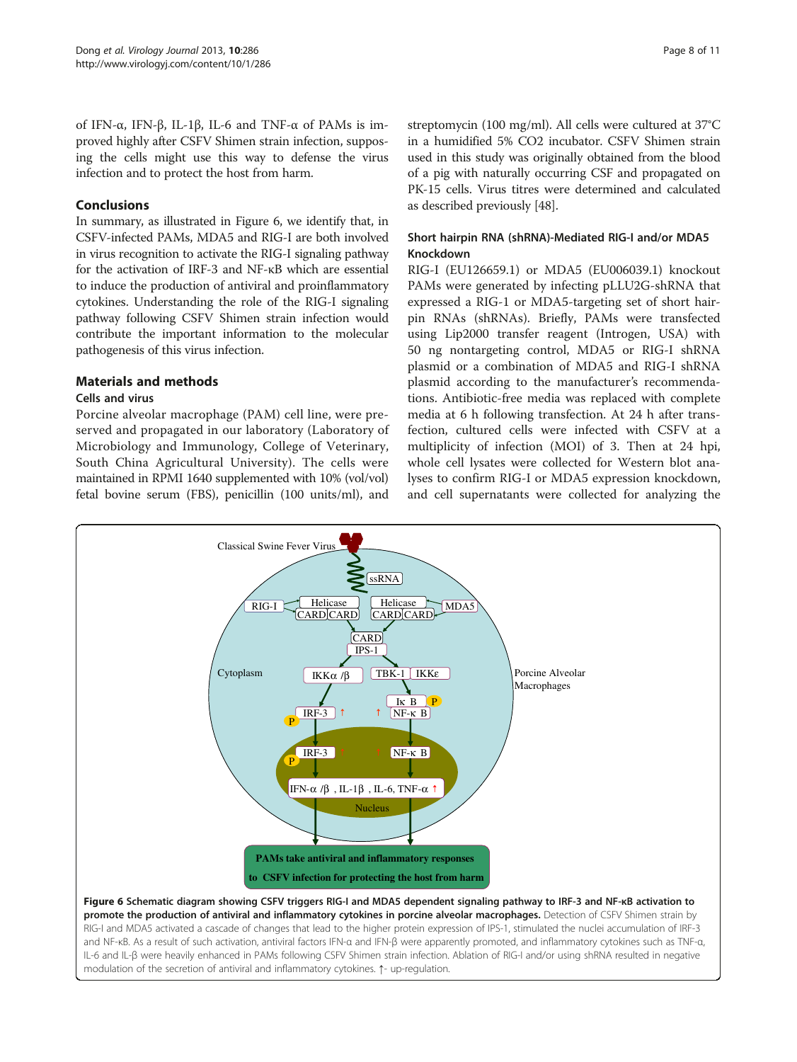of IFN-α, IFN-β, IL-1β, IL-6 and TNF-α of PAMs is improved highly after CSFV Shimen strain infection, supposing the cells might use this way to defense the virus infection and to protect the host from harm.

## Conclusions

In summary, as illustrated in Figure 6, we identify that, in CSFV-infected PAMs, MDA5 and RIG-I are both involved in virus recognition to activate the RIG-I signaling pathway for the activation of IRF-3 and NF-κB which are essential to induce the production of antiviral and proinflammatory cytokines. Understanding the role of the RIG-I signaling pathway following CSFV Shimen strain infection would contribute the important information to the molecular pathogenesis of this virus infection.

## Materials and methods

### Cells and virus

Porcine alveolar macrophage (PAM) cell line, were preserved and propagated in our laboratory (Laboratory of Microbiology and Immunology, College of Veterinary, South China Agricultural University). The cells were maintained in RPMI 1640 supplemented with 10% (vol/vol) fetal bovine serum (FBS), penicillin (100 units/ml), and streptomycin (100 mg/ml). All cells were cultured at 37°C in a humidified 5% CO2 incubator. CSFV Shimen strain used in this study was originally obtained from the blood of a pig with naturally occurring CSF and propagated on PK-15 cells. Virus titres were determined and calculated as described previously [48].

### Short hairpin RNA (shRNA)-Mediated RIG-I and/or MDA5 Knockdown

RIG-I (EU126659.1) or MDA5 (EU006039.1) knockout PAMs were generated by infecting pLLU2G-shRNA that expressed a RIG-1 or MDA5-targeting set of short hairpin RNAs (shRNAs). Briefly, PAMs were transfected using Lip2000 transfer reagent (Introgen, USA) with 50 ng nontargeting control, MDA5 or RIG-I shRNA plasmid or a combination of MDA5 and RIG-I shRNA plasmid according to the manufacturer's recommendations. Antibiotic-free media was replaced with complete media at 6 h following transfection. At 24 h after transfection, cultured cells were infected with CSFV at a multiplicity of infection (MOI) of 3. Then at 24 hpi, whole cell lysates were collected for Western blot analyses to confirm RIG-I or MDA5 expression knockdown, and cell supernatants were collected for analyzing the

**Figure 6 Schematic diagram showing CSFV triggers RIG-I and MDA5 dependent signaling pathway to IRF-3 and NF-κB activation to promote the production of antiviral and inflammatory cytokines in porcine alveolar macrophages.** Detection of CSFV Shimen strain by RIG-I and MDA5 activated a cascade of changes that lead to the higher protein expression of IPS-1, stimulated the nuclei accumulation of IRF-3 and NF-κB. As a result of such activation, antiviral factors IFN-α and IFN-β were apparently promoted, and inflammatory cytokines such as TNF-α, IL-6 and IL-β were heavily enhanced in PAMs following CSFV Shimen strain infection. Ablation of RIG-I and/or using shRNA resulted in negative modulation of the secretion of antiviral and inflammatory cytokines. ↑- up-regulation.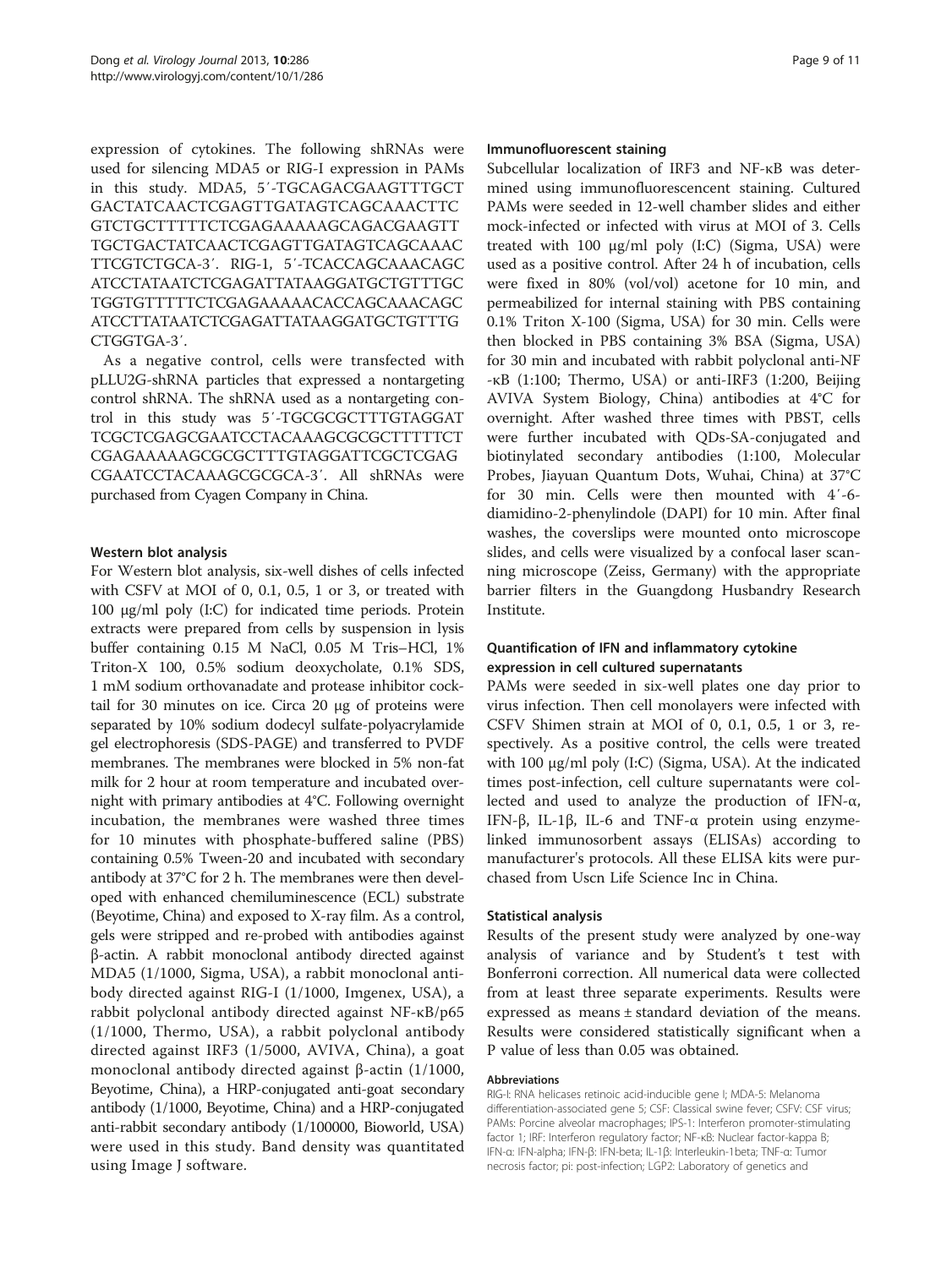expression of cytokines. The following shRNAs were used for silencing MDA5 or RIG-I expression in PAMs in this study. MDA5, 5′-TGCAGACGAAGTTTGCTGACTATCAACTCGAGTTGATAGTCAGCAAACTTCGTCTGCTTTTTCTCGAGAAAAAGCAGACGAAGTTTGCTGACTATCAACTCGAGTTGATAGTCAGCAAACTTCGTCTGCA-3′. RIG-1, 5′-TCACCAGCAAACAGCATCCTATAATCTCGAGATTATAAGGATGCTGTTTGCTGGTGTTTTTCTCGAGAAAAACACCAGCAAACAGCATCCTTATAATCTCGAGATTATAAGGATGCTGTTTGCTGGTGA-3′.

As a negative control, cells were transfected with pLLU2G-shRNA particles that expressed a nontargeting control shRNA. The shRNA used as a nontargeting control in this study was 5′-TGCGCGCTTTGTAGGATTCGCTCGAGCGAATCCTACAAAGCGCGCTTTTTCTCGAGAAAAAGCGCGCTTTGTAGGATTCGCTCGAGCGAATCCTACAAAGCGCGCA-3′. All shRNAs were purchased from Cyagen Company in China.

### Western blot analysis

For Western blot analysis, six-well dishes of cells infected with CSFV at MOI of 0, 0.1, 0.5, 1 or 3, or treated with 100 μg/ml poly (I:C) for indicated time periods. Protein extracts were prepared from cells by suspension in lysis buffer containing 0.15 M NaCl, 0.05 M Tris–HCl, 1% Triton-X 100, 0.5% sodium deoxycholate, 0.1% SDS, 1 mM sodium orthovanadate and protease inhibitor cocktail for 30 minutes on ice. Circa 20 μg of proteins were separated by 10% sodium dodecyl sulfate-polyacrylamide gel electrophoresis (SDS-PAGE) and transferred to PVDF membranes. The membranes were blocked in 5% non-fat milk for 2 hour at room temperature and incubated overnight with primary antibodies at 4°C. Following overnight incubation, the membranes were washed three times for 10 minutes with phosphate-buffered saline (PBS) containing 0.5% Tween-20 and incubated with secondary antibody at 37°C for 2 h. The membranes were then developed with enhanced chemiluminescence (ECL) substrate (Beyotime, China) and exposed to X-ray film. As a control, gels were stripped and re-probed with antibodies against β-actin. A rabbit monoclonal antibody directed against MDA5 (1/1000, Sigma, USA), a rabbit monoclonal antibody directed against RIG-I (1/1000, Imgenex, USA), a rabbit polyclonal antibody directed against NF-κB/p65 (1/1000, Thermo, USA), a rabbit polyclonal antibody directed against IRF3 (1/5000, AVIVA, China), a goat monoclonal antibody directed against β-actin (1/1000, Beyotime, China), a HRP-conjugated anti-goat secondary antibody (1/1000, Beyotime, China) and a HRP-conjugated anti-rabbit secondary antibody (1/100000, Bioworld, USA) were used in this study. Band density was quantitated using Image J software.

### Immunofluorescent staining

Subcellular localization of IRF3 and NF-κB was determined using immunofluorescencent staining. Cultured PAMs were seeded in 12-well chamber slides and either mock-infected or infected with virus at MOI of 3. Cells treated with 100 μg/ml poly (I:C) (Sigma, USA) were used as a positive control. After 24 h of incubation, cells were fixed in 80% (vol/vol) acetone for 10 min, and permeabilized for internal staining with PBS containing 0.1% Triton X-100 (Sigma, USA) for 30 min. Cells were then blocked in PBS containing 3% BSA (Sigma, USA) for 30 min and incubated with rabbit polyclonal anti-NF-κB (1:100; Thermo, USA) or anti-IRF3 (1:200, Beijing AVIVA System Biology, China) antibodies at 4°C for overnight. After washed three times with PBST, cells were further incubated with QDs-SA-conjugated and biotinylated secondary antibodies (1:100, Molecular Probes, Jiayuan Quantum Dots, Wuhai, China) at 37°C for 30 min. Cells were then mounted with 4′-6-diamidino-2-phenylindole (DAPI) for 10 min. After final washes, the coverslips were mounted onto microscope slides, and cells were visualized by a confocal laser scanning microscope (Zeiss, Germany) with the appropriate barrier filters in the Guangdong Husbandry Research Institute.

### Quantification of IFN and inflammatory cytokine expression in cell cultured supernatants

PAMs were seeded in six-well plates one day prior to virus infection. Then cell monolayers were infected with CSFV Shimen strain at MOI of 0, 0.1, 0.5, 1 or 3, respectively. As a positive control, the cells were treated with 100 μg/ml poly (I:C) (Sigma, USA). At the indicated times post-infection, cell culture supernatants were collected and used to analyze the production of IFN-α, IFN-β, IL-1β, IL-6 and TNF-α protein using enzyme-linked immunosorbent assays (ELISAs) according to manufacturer's protocols. All these ELISA kits were purchased from Uscn Life Science Inc in China.

### Statistical analysis

Results of the present study were analyzed by one-way analysis of variance and by Student's t test with Bonferroni correction. All numerical data were collected from at least three separate experiments. Results were expressed as means ± standard deviation of the means. Results were considered statistically significant when a P value of less than 0.05 was obtained.

#### Abbreviations

RIG-I: RNA helicases retinoic acid-inducible gene I; MDA-5: Melanoma differentiation-associated gene 5; CSF: Classical swine fever; CSFV: CSF virus; PAMs: Porcine alveolar macrophages; IPS-1: Interferon promoter-stimulating factor 1; IRF: Interferon regulatory factor; NF-κB: Nuclear factor-kappa B; IFN-α: IFN-alpha; IFN-β: IFN-beta; IL-1β: Interleukin-1beta; TNF-α: Tumor necrosis factor; pi: post-infection; LGP2: Laboratory of genetics and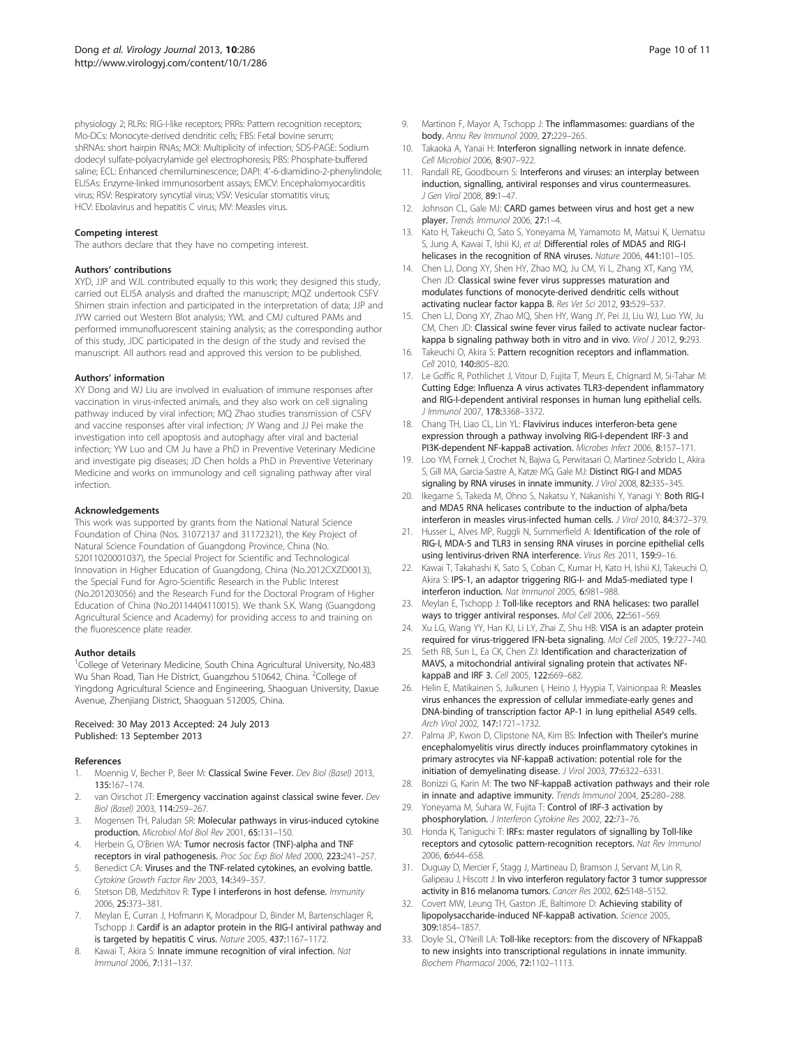physiology 2; RLRs: RIG-I-like receptors; PRRs: Pattern recognition receptors; Mo-DCs: Monocyte-derived dendritic cells; FBS: Fetal bovine serum; shRNAs: short hairpin RNAs; MOI: Multiplicity of infection; SDS-PAGE: Sodium dodecyl sulfate-polyacrylamide gel electrophoresis; PBS: Phosphate-buffered saline; ECL: Enhanced chemiluminescence; DAPI: 4′-6-diamidino-2-phenylindole; ELISAs: Enzyme-linked immunosorbent assays; EMCV: Encephalomyocarditis virus; RSV: Respiratory syncytial virus; VSV: Vesicular stomatitis virus; HCV: Ebolavirus and hepatitis C virus; MV: Measles virus.

### Competing interest

The authors declare that they have no competing interest.

### Authors' contributions

XYD, JJP and WJL contributed equally to this work; they designed this study, carried out ELISA analysis and drafted the manuscript; MQZ undertook CSFV Shimen strain infection and participated in the interpretation of data; JJP and JYW carried out Western Blot analysis; YWL and CMJ cultured PAMs and performed immunofluorescent staining analysis; as the corresponding author of this study, JDC participated in the design of the study and revised the manuscript. All authors read and approved this version to be published.

### Authors' information

XY Dong and WJ Liu are involved in evaluation of immune responses after vaccination in virus-infected animals, and they also work on cell signaling pathway induced by viral infection; MQ Zhao studies transmission of CSFV and vaccine responses after viral infection; JY Wang and JJ Pei make the investigation into cell apoptosis and autophagy after viral and bacterial infection; YW Luo and CM Ju have a PhD in Preventive Veterinary Medicine and investigate pig diseases; JD Chen holds a PhD in Preventive Veterinary Medicine and works on immunology and cell signaling pathway after viral infection.

### Acknowledgements

This work was supported by grants from the National Natural Science Foundation of China (Nos. 31072137 and 31172321), the Key Project of Natural Science Foundation of Guangdong Province, China (No. S2011020001037), the Special Project for Scientific and Technological Innovation in Higher Education of Guangdong, China (No.2012CXZD0013), the Special Fund for Agro-Scientific Research in the Public Interest (No.201203056) and the Research Fund for the Doctoral Program of Higher Education of China (No.20114404110015). We thank S.K. Wang (Guangdong Agricultural Science and Academy) for providing access to and training on the fluorescence plate reader.

### Author details

[1]College of Veterinary Medicine, South China Agricultural University, No.483 Wu Shan Road, Tian He District, Guangzhou 510642, China. [2]College of Yingdong Agricultural Science and Engineering, Shaoguan University, Daxue Avenue, Zhenjiang District, Shaoguan 512005, China.

Received: 30 May 2013 Accepted: 24 July 2013
Published: 13 September 2013

### References

1. Moennig V, Becher P, Beer M: **Classical Swine Fever.** *Dev Biol (Basel)* 2013, **135:**167–174.
2. van Oirschot JT: **Emergency vaccination against classical swine fever.** *Dev Biol (Basel)* 2003, **114:**259–267.
3. Mogensen TH, Paludan SR: **Molecular pathways in virus-induced cytokine production.** *Microbiol Mol Biol Rev* 2001, **65:**131–150.
4. Herbein G, O'Brien WA: **Tumor necrosis factor (TNF)-alpha and TNF receptors in viral pathogenesis.** *Proc Soc Exp Biol Med* 2000, **223:**241–257.
5. Benedict CA: **Viruses and the TNF-related cytokines, an evolving battle.** *Cytokine Growth Factor Rev* 2003, **14:**349–357.
6. Stetson DB, Medzhitov R: **Type I interferons in host defense.** *Immunity* 2006, **25:**373–381.
7. Meylan E, Curran J, Hofmann K, Moradpour D, Binder M, Bartenschlager R, Tschopp J: **Cardif is an adaptor protein in the RIG-I antiviral pathway and is targeted by hepatitis C virus.** *Nature* 2005, **437:**1167–1172.
8. Kawai T, Akira S: **Innate immune recognition of viral infection.** *Nat Immunol* 2006, **7:**131–137.
9. Martinon F, Mayor A, Tschopp J: **The inflammasomes: guardians of the body.** *Annu Rev Immunol* 2009, **27:**229–265.
10. Takaoka A, Yanai H: **Interferon signalling network in innate defence.** *Cell Microbiol* 2006, **8:**907–922.
11. Randall RE, Goodbourn S: **Interferons and viruses: an interplay between induction, signalling, antiviral responses and virus countermeasures.** *J Gen Virol* 2008, **89:**1–47.
12. Johnson CL, Gale MJ: **CARD games between virus and host get a new player.** *Trends Immunol* 2006, **27:**1–4.
13. Kato H, Takeuchi O, Sato S, Yoneyama M, Yamamoto M, Matsui K, Uematsu S, Jung A, Kawai T, Ishii KJ, *et al*: **Differential roles of MDA5 and RIG-I helicases in the recognition of RNA viruses.** *Nature* 2006, **441:**101–105.
14. Chen LJ, Dong XY, Shen HY, Zhao MQ, Ju CM, Yi L, Zhang XT, Kang YM, Chen JD: **Classical swine fever virus suppresses maturation and modulates functions of monocyte-derived dendritic cells without activating nuclear factor kappa B.** *Res Vet Sci* 2012, **93:**529–537.
15. Chen LJ, Dong XY, Zhao MQ, Shen HY, Wang JY, Pei JJ, Liu WJ, Luo YW, Ju CM, Chen JD: **Classical swine fever virus failed to activate nuclear factor-kappa b signaling pathway both in vitro and in vivo.** *Virol J* 2012, **9:**293.
16. Takeuchi O, Akira S: **Pattern recognition receptors and inflammation.** *Cell* 2010, **140:**805–820.
17. Le Goffic R, Pothlichet J, Vitour D, Fujita T, Meurs E, Chignard M, Si-Tahar M: **Cutting Edge: Influenza A virus activates TLR3-dependent inflammatory and RIG-I-dependent antiviral responses in human lung epithelial cells.** *J Immunol* 2007, **178:**3368–3372.
18. Chang TH, Liao CL, Lin YL: **Flavivirus induces interferon-beta gene expression through a pathway involving RIG-I-dependent IRF-3 and PI3K-dependent NF-kappaB activation.** *Microbes Infect* 2006, **8:**157–171.
19. Loo YM, Fornek J, Crochet N, Bajwa G, Perwitasari O, Martinez-Sobrido L, Akira S, Gill MA, Garcia-Sastre A, Katze MG, Gale MJ: **Distinct RIG-I and MDA5 signaling by RNA viruses in innate immunity.** *J Virol* 2008, **82:**335–345.
20. Ikegame S, Takeda M, Ohno S, Nakatsu Y, Nakanishi Y, Yanagi Y: **Both RIG-I and MDA5 RNA helicases contribute to the induction of alpha/beta interferon in measles virus-infected human cells.** *J Virol* 2010, **84:**372–379.
21. Husser L, Alves MP, Ruggli N, Summerfield A: **Identification of the role of RIG-I, MDA-5 and TLR3 in sensing RNA viruses in porcine epithelial cells using lentivirus-driven RNA interference.** *Virus Res* 2011, **159:**9–16.
22. Kawai T, Takahashi K, Sato S, Coban C, Kumar H, Kato H, Ishii KJ, Takeuchi O, Akira S: **IPS-1, an adaptor triggering RIG-I- and Mda5-mediated type I interferon induction.** *Nat Immunol* 2005, **6:**981–988.
23. Meylan E, Tschopp J: **Toll-like receptors and RNA helicases: two parallel ways to trigger antiviral responses.** *Mol Cell* 2006, **22:**561–569.
24. Xu LG, Wang YY, Han KJ, Li LY, Zhai Z, Shu HB: **VISA is an adapter protein required for virus-triggered IFN-beta signaling.** *Mol Cell* 2005, **19:**727–740.
25. Seth RB, Sun L, Ea CK, Chen ZJ: **Identification and characterization of MAVS, a mitochondrial antiviral signaling protein that activates NF-kappaB and IRF 3.** *Cell* 2005, **122:**669–682.
26. Helin E, Matikainen S, Julkunen I, Heino J, Hyypia T, Vainionpaa R: **Measles virus enhances the expression of cellular immediate-early genes and DNA-binding of transcription factor AP-1 in lung epithelial A549 cells.** *Arch Virol* 2002, **147:**1721–1732.
27. Palma JP, Kwon D, Clipstone NA, Kim BS: **Infection with Theiler's murine encephalomyelitis virus directly induces proinflammatory cytokines in primary astrocytes via NF-kappaB activation: potential role for the initiation of demyelinating disease.** *J Virol* 2003, **77:**6322–6331.
28. Bonizzi G, Karin M: **The two NF-kappaB activation pathways and their role in innate and adaptive immunity.** *Trends Immunol* 2004, **25:**280–288.
29. Yoneyama M, Suhara W, Fujita T: **Control of IRF-3 activation by phosphorylation.** *J Interferon Cytokine Res* 2002, **22:**73–76.
30. Honda K, Taniguchi T: **IRFs: master regulators of signalling by Toll-like receptors and cytosolic pattern-recognition receptors.** *Nat Rev Immunol* 2006, **6:**644–658.
31. Duguay D, Mercier F, Stagg J, Martineau D, Bramson J, Servant M, Lin R, Galipeau J, Hiscott J: **In vivo interferon regulatory factor 3 tumor suppressor activity in B16 melanoma tumors.** *Cancer Res* 2002, **62:**5148–5152.
32. Covert MW, Leung TH, Gaston JE, Baltimore D: **Achieving stability of lipopolysaccharide-induced NF-kappaB activation.** *Science* 2005, **309:**1854–1857.
33. Doyle SL, O'Neill LA: **Toll-like receptors: from the discovery of NFkappaB to new insights into transcriptional regulations in innate immunity.** *Biochem Pharmacol* 2006, **72:**1102–1113.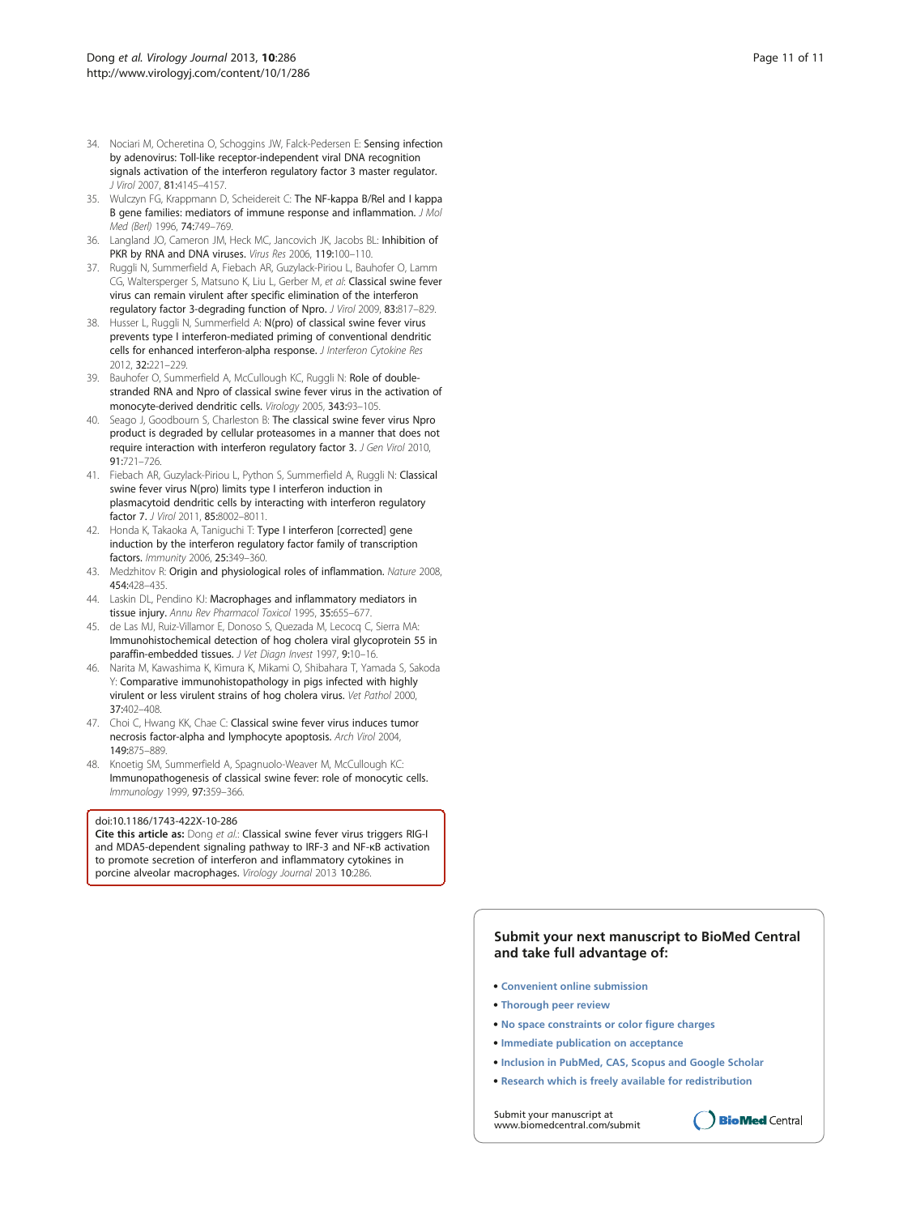34. Nociari M, Ocheretina O, Schoggins JW, Falck-Pedersen E: **Sensing infection by adenovirus: Toll-like receptor-independent viral DNA recognition signals activation of the interferon regulatory factor 3 master regulator.** *J Virol* 2007, **81:**4145–4157.
35. Wulczyn FG, Krappmann D, Scheidereit C: **The NF-kappa B/Rel and I kappa B gene families: mediators of immune response and inflammation.** *J Mol Med (Berl)* 1996, **74:**749–769.
36. Langland JO, Cameron JM, Heck MC, Jancovich JK, Jacobs BL: **Inhibition of PKR by RNA and DNA viruses.** *Virus Res* 2006, **119:**100–110.
37. Ruggli N, Summerfield A, Fiebach AR, Guzylack-Piriou L, Bauhofer O, Lamm CG, Waltersperger S, Matsuno K, Liu L, Gerber M, *et al*: **Classical swine fever virus can remain virulent after specific elimination of the interferon regulatory factor 3-degrading function of Npro.** *J Virol* 2009, **83:**817–829.
38. Husser L, Ruggli N, Summerfield A: **N(pro) of classical swine fever virus prevents type I interferon-mediated priming of conventional dendritic cells for enhanced interferon-alpha response.** *J Interferon Cytokine Res* 2012, **32:**221–229.
39. Bauhofer O, Summerfield A, McCullough KC, Ruggli N: **Role of double-stranded RNA and Npro of classical swine fever virus in the activation of monocyte-derived dendritic cells.** *Virology* 2005, **343:**93–105.
40. Seago J, Goodbourn S, Charleston B: **The classical swine fever virus Npro product is degraded by cellular proteasomes in a manner that does not require interaction with interferon regulatory factor 3.** *J Gen Virol* 2010, **91:**721–726.
41. Fiebach AR, Guzylack-Piriou L, Python S, Summerfield A, Ruggli N: **Classical swine fever virus N(pro) limits type I interferon induction in plasmacytoid dendritic cells by interacting with interferon regulatory factor 7.** *J Virol* 2011, **85:**8002–8011.
42. Honda K, Takaoka A, Taniguchi T: **Type I interferon [corrected] gene induction by the interferon regulatory factor family of transcription factors.** *Immunity* 2006, **25:**349–360.
43. Medzhitov R: **Origin and physiological roles of inflammation.** *Nature* 2008, **454:**428–435.
44. Laskin DL, Pendino KJ: **Macrophages and inflammatory mediators in tissue injury.** *Annu Rev Pharmacol Toxicol* 1995, **35:**655–677.
45. de Las MJ, Ruiz-Villamor E, Donoso S, Quezada M, Lecocq C, Sierra MA: **Immunohistochemical detection of hog cholera viral glycoprotein 55 in paraffin-embedded tissues.** *J Vet Diagn Invest* 1997, **9:**10–16.
46. Narita M, Kawashima K, Kimura K, Mikami O, Shibahara T, Yamada S, Sakoda Y: **Comparative immunohistopathology in pigs infected with highly virulent or less virulent strains of hog cholera virus.** *Vet Pathol* 2000, **37:**402–408.
47. Choi C, Hwang KK, Chae C: **Classical swine fever virus induces tumor necrosis factor-alpha and lymphocyte apoptosis.** *Arch Virol* 2004, **149:**875–889.
48. Knoetig SM, Summerfield A, Spagnuolo-Weaver M, McCullough KC: **Immunopathogenesis of classical swine fever: role of monocytic cells.** *Immunology* 1999, **97:**359–366.

doi:10.1186/1743-422X-10-286
**Cite this article as:** Dong *et al.*: Classical swine fever virus triggers RIG-I and MDA5-dependent signaling pathway to IRF-3 and NF-κB activation to promote secretion of interferon and inflammatory cytokines in porcine alveolar macrophages. *Virology Journal* 2013 **10**:286.

**Submit your next manuscript to BioMed Central and take full advantage of:**

- **Convenient online submission**
- **Thorough peer review**
- **No space constraints or color figure charges**
- **Immediate publication on acceptance**
- **Inclusion in PubMed, CAS, Scopus and Google Scholar**
- **Research which is freely available for redistribution**

Submit your manuscript at
www.biomedcentral.com/submit

BioMed Central